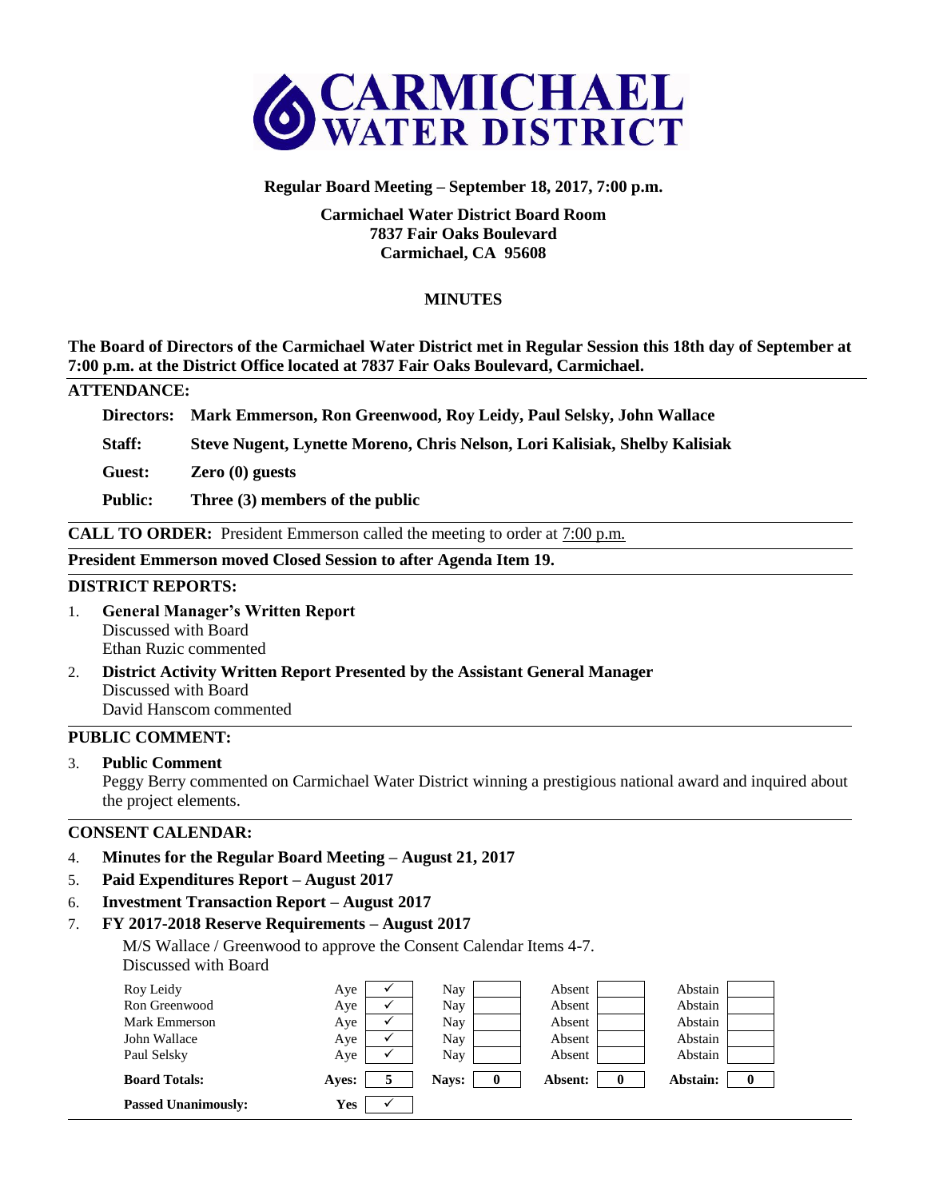# CARMICHAEL WATER DISTRICT

**Regular Board Meeting – September 18, 2017, 7:00 p.m.**

**Carmichael Water District Board Room**
**7837 Fair Oaks Boulevard**
**Carmichael, CA 95608**

## MINUTES

**The Board of Directors of the Carmichael Water District met in Regular Session this 18th day of September at 7:00 p.m. at the District Office located at 7837 Fair Oaks Boulevard, Carmichael.**

**ATTENDANCE:**

**Directors:** **Mark Emmerson, Ron Greenwood, Roy Leidy, Paul Selsky, John Wallace**

**Staff:** **Steve Nugent, Lynette Moreno, Chris Nelson, Lori Kalisiak, Shelby Kalisiak**

**Guest:** **Zero (0) guests**

**Public:** **Three (3) members of the public**

**CALL TO ORDER:** President Emmerson called the meeting to order at 7:00 p.m.

**President Emmerson moved Closed Session to after Agenda Item 19.**

**DISTRICT REPORTS:**

1. **General Manager's Written Report**
   Discussed with Board
   Ethan Ruzic commented

2. **District Activity Written Report Presented by the Assistant General Manager**
   Discussed with Board
   David Hanscom commented

**PUBLIC COMMENT:**

3. **Public Comment**
   Peggy Berry commented on Carmichael Water District winning a prestigious national award and inquired about the project elements.

**CONSENT CALENDAR:**

4. **Minutes for the Regular Board Meeting – August 21, 2017**
5. **Paid Expenditures Report – August 2017**
6. **Investment Transaction Report – August 2017**
7. **FY 2017-2018 Reserve Requirements – August 2017**

   M/S Wallace / Greenwood to approve the Consent Calendar Items 4-7.
   Discussed with Board

| | Aye | | Nay | | Absent | | Abstain | |
|---|---|---|---|---|---|---|---|---|
| Roy Leidy | Aye | ✓ | Nay | | Absent | | Abstain | |
| Ron Greenwood | Aye | ✓ | Nay | | Absent | | Abstain | |
| Mark Emmerson | Aye | ✓ | Nay | | Absent | | Abstain | |
| John Wallace | Aye | ✓ | Nay | | Absent | | Abstain | |
| Paul Selsky | Aye | ✓ | Nay | | Absent | | Abstain | |
| **Board Totals:** | **Ayes:** | **5** | **Nays:** | **0** | **Absent:** | **0** | **Abstain:** | **0** |
| **Passed Unanimously:** | **Yes** | ✓ | | | | | | |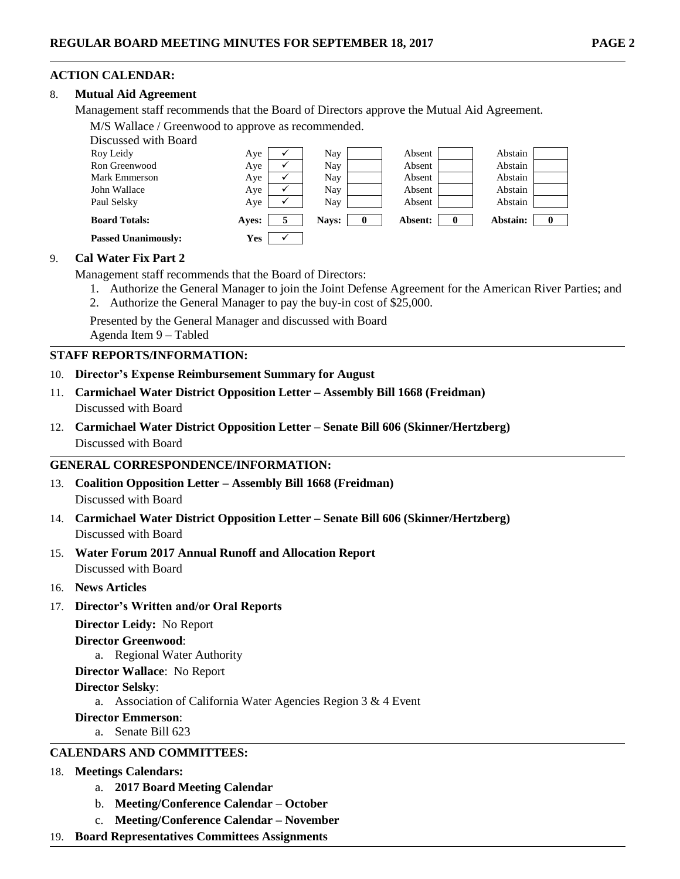## ACTION CALENDAR:

8. **Mutual Aid Agreement**

   Management staff recommends that the Board of Directors approve the Mutual Aid Agreement.

   M/S Wallace / Greenwood to approve as recommended.

   Discussed with Board

| | | | | | | | | |
|---|---|---|---|---|---|---|---|---|
| Roy Leidy | Aye | ✓ | Nay | | Absent | | Abstain | |
| Ron Greenwood | Aye | ✓ | Nay | | Absent | | Abstain | |
| Mark Emmerson | Aye | ✓ | Nay | | Absent | | Abstain | |
| John Wallace | Aye | ✓ | Nay | | Absent | | Abstain | |
| Paul Selsky | Aye | ✓ | Nay | | Absent | | Abstain | |
| **Board Totals:** | **Ayes:** | **5** | **Nays:** | **0** | **Absent:** | **0** | **Abstain:** | **0** |
| **Passed Unanimously:** | **Yes** | ✓ | | | | | | |

9. **Cal Water Fix Part 2**

   Management staff recommends that the Board of Directors:

   1. Authorize the General Manager to join the Joint Defense Agreement for the American River Parties; and
   2. Authorize the General Manager to pay the buy-in cost of $25,000.

   Presented by the General Manager and discussed with Board

   Agenda Item 9 – Tabled

## STAFF REPORTS/INFORMATION:

10. **Director's Expense Reimbursement Summary for August**
11. **Carmichael Water District Opposition Letter – Assembly Bill 1668 (Freidman)**

    Discussed with Board
12. **Carmichael Water District Opposition Letter – Senate Bill 606 (Skinner/Hertzberg)**

    Discussed with Board

## GENERAL CORRESPONDENCE/INFORMATION:

13. **Coalition Opposition Letter – Assembly Bill 1668 (Freidman)**

    Discussed with Board
14. **Carmichael Water District Opposition Letter – Senate Bill 606 (Skinner/Hertzberg)**

    Discussed with Board
15. **Water Forum 2017 Annual Runoff and Allocation Report**

    Discussed with Board
16. **News Articles**
17. **Director's Written and/or Oral Reports**

    **Director Leidy:** No Report

    **Director Greenwood**:

    a. Regional Water Authority

    **Director Wallace**: No Report

    **Director Selsky**:

    a. Association of California Water Agencies Region 3 & 4 Event

    **Director Emmerson**:

    a. Senate Bill 623

## CALENDARS AND COMMITTEES:

18. **Meetings Calendars:**

    a. **2017 Board Meeting Calendar**

    b. **Meeting/Conference Calendar – October**

    c. **Meeting/Conference Calendar – November**
19. **Board Representatives Committees Assignments**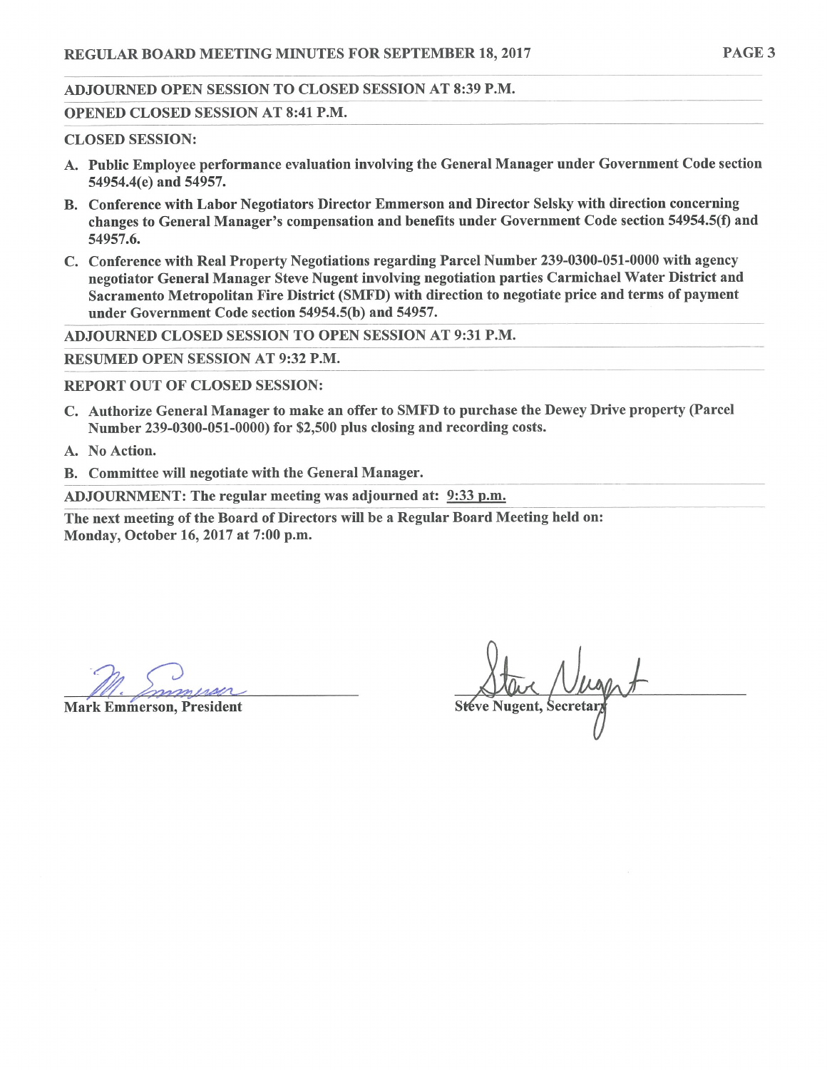**ADJOURNED OPEN SESSION TO CLOSED SESSION AT 8:39 P.M.**

**OPENED CLOSED SESSION AT 8:41 P.M.**

**CLOSED SESSION:**

A. **Public Employee performance evaluation involving the General Manager under Government Code section 54954.4(e) and 54957.**

B. **Conference with Labor Negotiators Director Emmerson and Director Selsky with direction concerning changes to General Manager's compensation and benefits under Government Code section 54954.5(f) and 54957.6.**

C. **Conference with Real Property Negotiations regarding Parcel Number 239-0300-051-0000 with agency negotiator General Manager Steve Nugent involving negotiation parties Carmichael Water District and Sacramento Metropolitan Fire District (SMFD) with direction to negotiate price and terms of payment under Government Code section 54954.5(b) and 54957.**

**ADJOURNED CLOSED SESSION TO OPEN SESSION AT 9:31 P.M.**

**RESUMED OPEN SESSION AT 9:32 P.M.**

**REPORT OUT OF CLOSED SESSION:**

C. **Authorize General Manager to make an offer to SMFD to purchase the Dewey Drive property (Parcel Number 239-0300-051-0000) for $2,500 plus closing and recording costs.**

A. **No Action.**

B. **Committee will negotiate with the General Manager.**

**ADJOURNMENT: The regular meeting was adjourned at: 9:33 p.m.**

**The next meeting of the Board of Directors will be a Regular Board Meeting held on: Monday, October 16, 2017 at 7:00 p.m.**

**Mark Emmerson, President**

**Steve Nugent, Secretary**